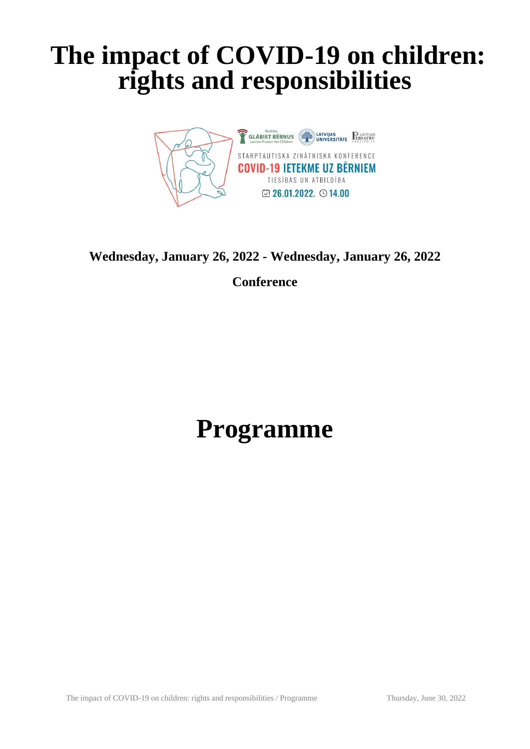# The impact of COVID-19 on children: rights and responsibilities

Biedrība GLĀBIET BĒRNUS Latvian Protect the Children

LATVIJAS UNIVERSITĀTE

LATVIJAS PEDIATRU ASOCIĀCIJA

STARPTAUTISKA ZINĀTNISKA KONFERENCE

COVID-19 IETEKME UZ BĒRNIEM

TIESĪBAS UN ATBILDĪBA

26.01.2022. 14.00

**Wednesday, January 26, 2022 - Wednesday, January 26, 2022**

**Conference**

# Programme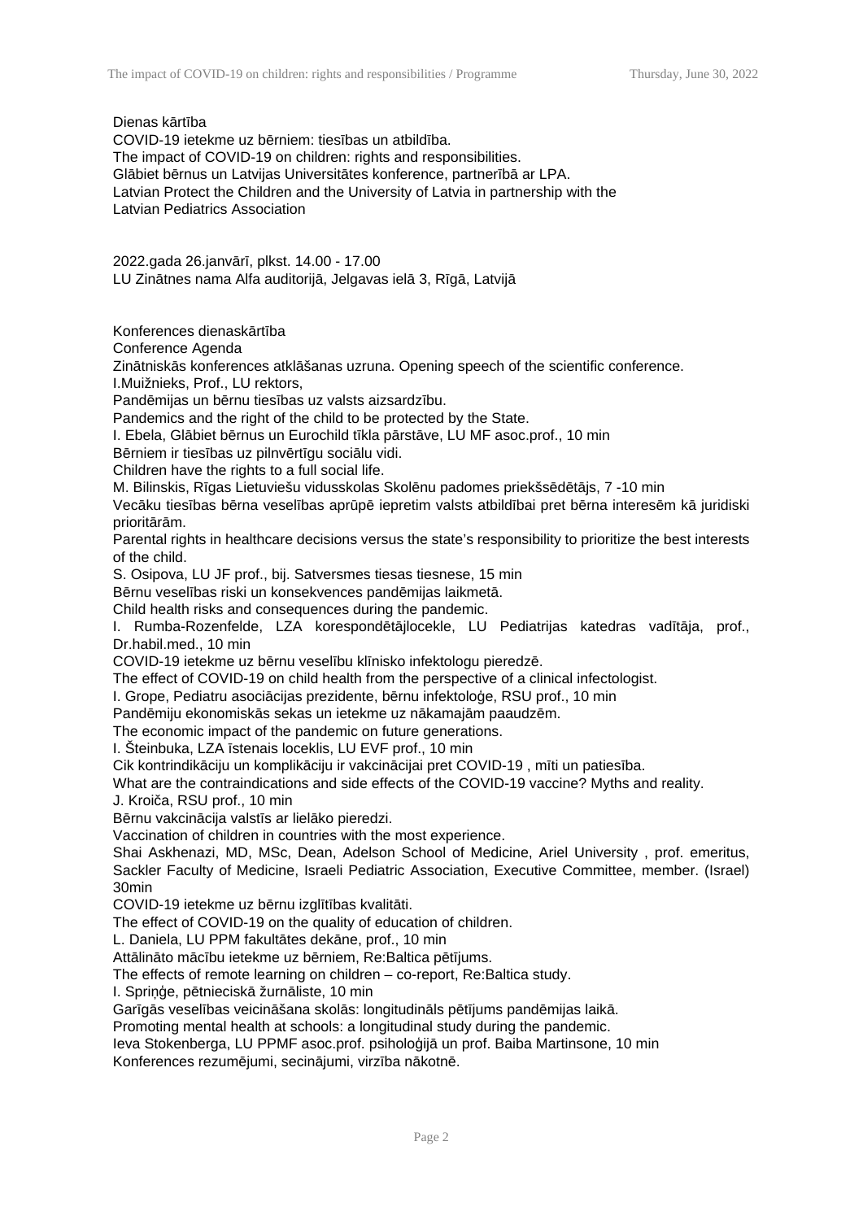Dienas kārtība

COVID-19 ietekme uz bērniem: tiesības un atbildība.

The impact of COVID-19 on children: rights and responsibilities.

Glābiet bērnus un Latvijas Universitātes konference, partnerībā ar LPA.

Latvian Protect the Children and the University of Latvia in partnership with the Latvian Pediatrics Association

2022.gada 26.janvārī, plkst. 14.00 - 17.00

LU Zinātnes nama Alfa auditorijā, Jelgavas ielā 3, Rīgā, Latvijā

Konferences dienaskārtība

Conference Agenda

Zinātniskās konferences atklāšanas uzruna. Opening speech of the scientific conference.

I.Muižnieks, Prof., LU rektors,

Pandēmijas un bērnu tiesības uz valsts aizsardzību.

Pandemics and the right of the child to be protected by the State.

I. Ebela, Glābiet bērnus un Eurochild tīkla pārstāve, LU MF asoc.prof., 10 min

Bērniem ir tiesības uz pilnvērtīgu sociālu vidi.

Children have the rights to a full social life.

M. Bilinskis, Rīgas Lietuviešu vidusskolas Skolēnu padomes priekšsēdētājs, 7 -10 min

Vecāku tiesības bērna veselības aprūpē iepretim valsts atbildībai pret bērna interesēm kā juridiski prioritārām.

Parental rights in healthcare decisions versus the state's responsibility to prioritize the best interests of the child.

S. Osipova, LU JF prof., bij. Satversmes tiesas tiesnese, 15 min

Bērnu veselības riski un konsekvences pandēmijas laikmetā.

Child health risks and consequences during the pandemic.

I. Rumba-Rozenfelde, LZA korespondētājlocekle, LU Pediatrijas katedras vadītāja, prof., Dr.habil.med., 10 min

COVID-19 ietekme uz bērnu veselību klīnisko infektologu pieredzē.

The effect of COVID-19 on child health from the perspective of a clinical infectologist.

I. Grope, Pediatru asociācijas prezidente, bērnu infektoloģe, RSU prof., 10 min

Pandēmiju ekonomiskās sekas un ietekme uz nākamajām paaudzēm.

The economic impact of the pandemic on future generations.

I. Šteinbuka, LZA īstenais loceklis, LU EVF prof., 10 min

Cik kontrindikāciju un komplikāciju ir vakcinācijai pret COVID-19 , mīti un patiesība.

What are the contraindications and side effects of the COVID-19 vaccine? Myths and reality.

J. Kroiča, RSU prof., 10 min

Bērnu vakcinācija valstīs ar lielāko pieredzi.

Vaccination of children in countries with the most experience.

Shai Askhenazi, MD, MSc, Dean, Adelson School of Medicine, Ariel University , prof. emeritus, Sackler Faculty of Medicine, Israeli Pediatric Association, Executive Committee, member. (Israel) 30min

COVID-19 ietekme uz bērnu izglītības kvalitāti.

The effect of COVID-19 on the quality of education of children.

L. Daniela, LU PPM fakultātes dekāne, prof., 10 min

Attālināto mācību ietekme uz bērniem, Re:Baltica pētījums.

The effects of remote learning on children – co-report, Re:Baltica study.

I. Spriņģe, pētnieciskā žurnāliste, 10 min

Garīgās veselības veicināšana skolās: longitudināls pētījums pandēmijas laikā.

Promoting mental health at schools: a longitudinal study during the pandemic.

Ieva Stokenberga, LU PPMF asoc.prof. psiholoģijā un prof. Baiba Martinsone, 10 min

Konferences rezumējumi, secinājumi, virzība nākotnē.